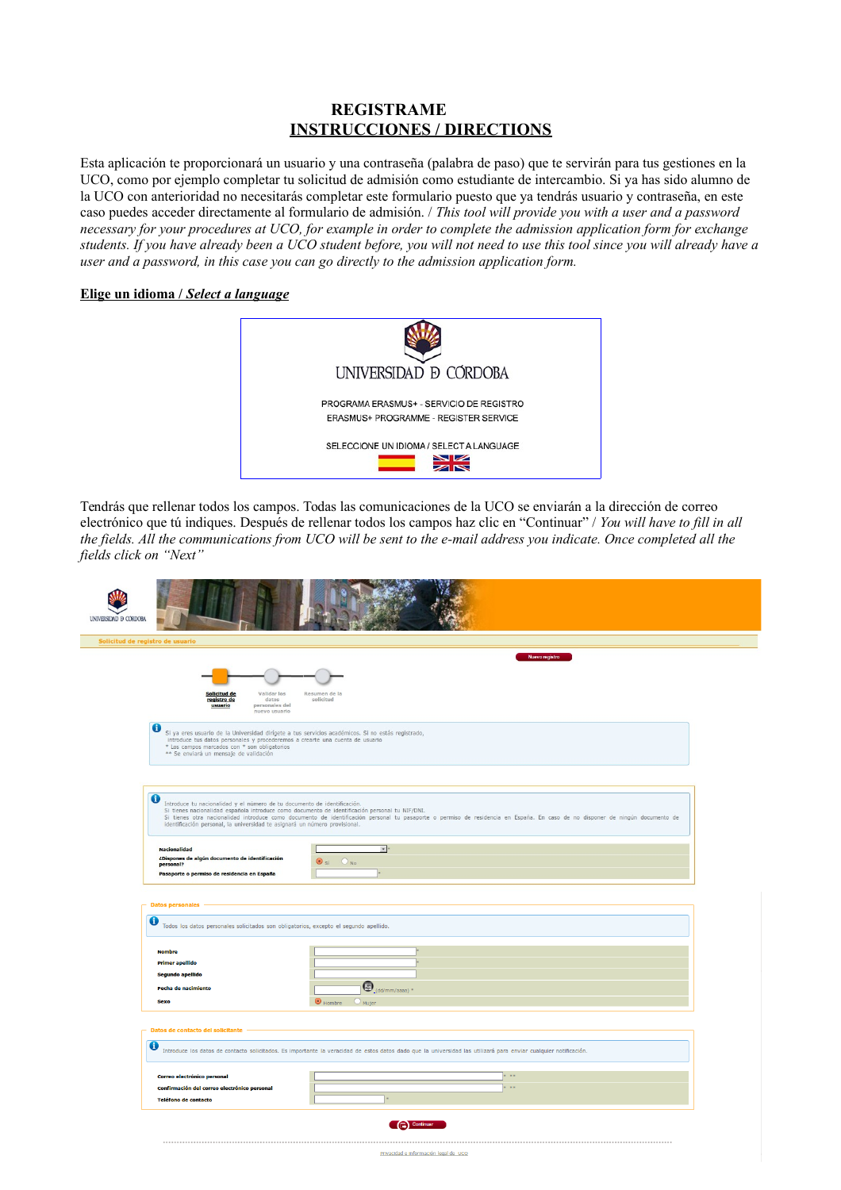# REGISTRAME

## INSTRUCCIONES / DIRECTIONS

Esta aplicación te proporcionará un usuario y una contraseña (palabra de paso) que te servirán para tus gestiones en la UCO, como por ejemplo completar tu solicitud de admisión como estudiante de intercambio. Si ya has sido alumno de la UCO con anterioridad no necesitarás completar este formulario puesto que ya tendrás usuario y contraseña, en este caso puedes acceder directamente al formulario de admisión. / *This tool will provide you with a user and a password necessary for your procedures at UCO, for example in order to complete the admission application form for exchange students. If you have already been a UCO student before, you will not need to use this tool since you will already have a user and a password, in this case you can go directly to the admission application form.*

**Elige un idioma / *Select a language***

UNIVERSIDAD D CÓRDOBA

PROGRAMA ERASMUS+ - SERVICIO DE REGISTRO
ERASMUS+ PROGRAMME - REGISTER SERVICE

SELECCIONE UN IDIOMA / SELECT A LANGUAGE

Tendrás que rellenar todos los campos. Todas las comunicaciones de la UCO se enviarán a la dirección de correo electrónico que tú indiques. Después de rellenar todos los campos haz clic en "Continuar" / *You will have to fill in all the fields. All the communications from UCO will be sent to the e-mail address you indicate. Once completed all the fields click on "Next"*

UNIVERSIDAD D CÓRDOBA

Solicitud de registro de usuario

Nuevo registro

Solicitud de registro de usuario — Validar los datos personales del nuevo usuario — Resumen de la solicitud

Si ya eres usuario de la Universidad dirígete a tus servicios académicos. Si no estás registrado, introduce tus datos personales y procederemos a crearte una cuenta de usuario
\* Los campos marcados con \* son obligatorios
\*\* Se enviará un mensaje de validación

Introduce tu nacionalidad y el número de tu documento de identificación.
Si tienes nacionalidad española introduce como documento de identificación personal tu NIF/DNI.
Si tienes otra nacionalidad introduce como documento de identificación personal tu pasaporte o permiso de residencia en España. En caso de no disponer de ningún documento de identificación personal, la universidad te asignará un número provisional.

| | |
|---|---|
| Nacionalidad | \* |
| ¿Dispones de algún documento de identificación personal? | Sí / No |
| Pasaporte o permiso de residencia en España | \* |

**Datos personales**

Todos los datos personales solicitados son obligatorios, excepto el segundo apellido.

| | |
|---|---|
| Nombre | \* |
| Primer apellido | \* |
| Segundo apellido | |
| Fecha de nacimiento | (dd/mm/aaaa) \* |
| Sexo | Hombre / Mujer |

**Datos de contacto del solicitante**

Introduce los datos de contacto solicitados. Es importante la veracidad de estos datos dado que la universidad las utilizará para enviar cualquier notificación.

| | |
|---|---|
| Correo electrónico personal | \* \*\* |
| Confirmación del correo electrónico personal | \* \*\* |
| Teléfono de contacto | \* |

Continuar

Privacidad e información legal de UCO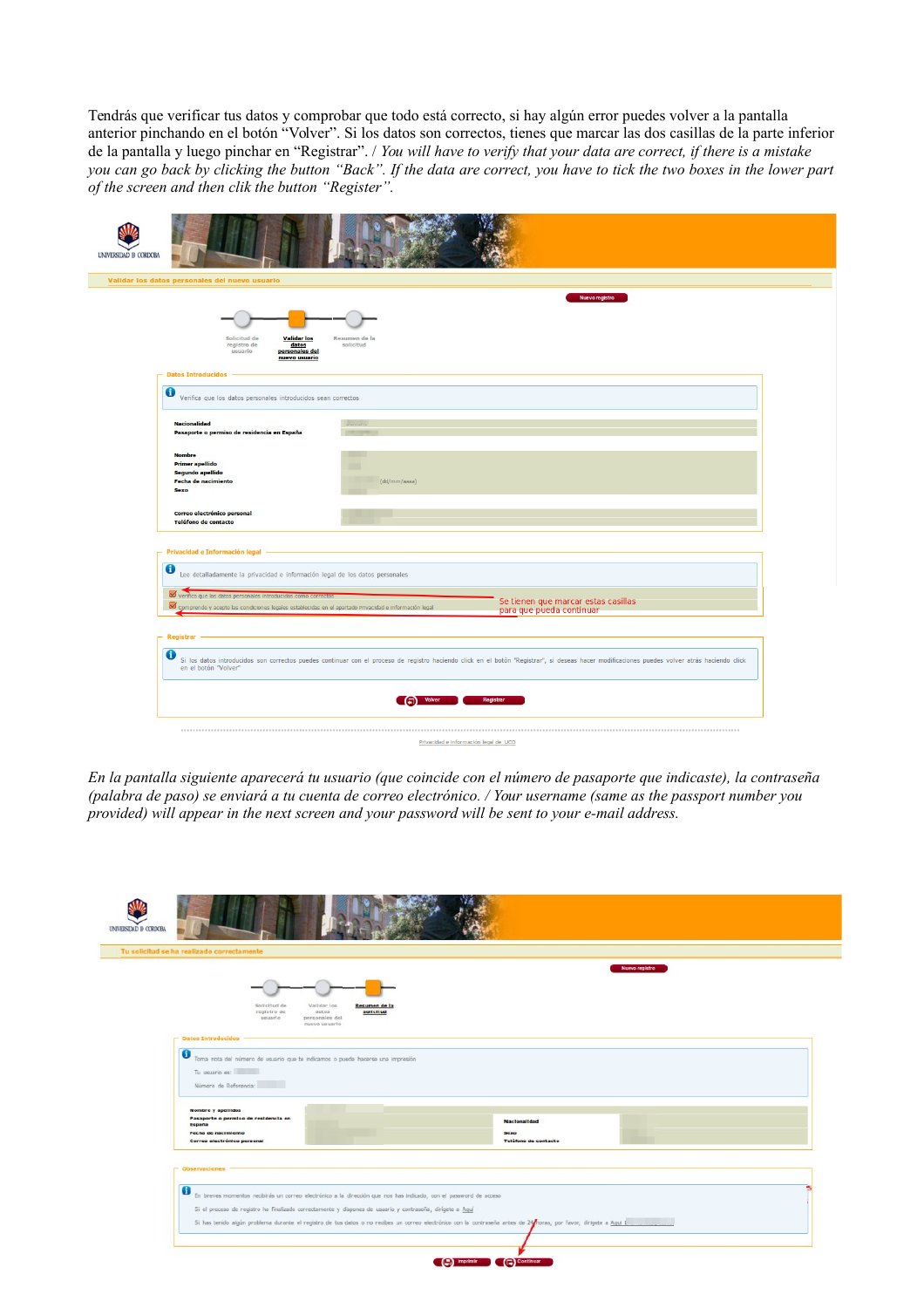Tendrás que verificar tus datos y comprobar que todo está correcto, si hay algún error puedes volver a la pantalla anterior pinchando en el botón "Volver". Si los datos son correctos, tienes que marcar las dos casillas de la parte inferior de la pantalla y luego pinchar en "Registrar". / *You will have to verify that your data are correct, if there is a mistake you can go back by clicking the button "Back". If the data are correct, you have to tick the two boxes in the lower part of the screen and then clik the button "Register".*

UNIVERSIDAD DE CORDOBA

Validar los datos personales del nuevo usuario

Nuevo registro

Solicitud de registro de usuario — **Validar los datos personales del nuevo usuario** — Resumen de la solicitud

**Datos Introducidos**

Verifica que los datos personales introducidos sean correctos

**Nacionalidad**
**Pasaporte o permiso de residencia en España**

**Nombre**
**Primer apellido**
**Segundo apellido**
**Fecha de nacimiento** (dd/mm/aaaa)
**Sexo**

**Correo electrónico personal**
**Teléfono de contacto**

**Privacidad e Información legal**

Lee detalladamente la privacidad e información legal de los datos personales

Verifico que los datos personales introducidos como correctos

Comprendo y acepto las condiciones legales establecidas en el apartado privacidad e información legal

Se tienen que marcar estas casillas para que pueda continuar

**Registrar**

Si los datos introducidos son correctos puedes continuar con el proceso de registro haciendo click en el botón "Registrar", si deseas hacer modificaciones puedes volver atrás haciendo click en el botón "Volver"

Volver | Registrar

Privacidad e Información legal de UCO

*En la pantalla siguiente aparecerá tu usuario (que coincide con el número de pasaporte que indicaste), la contraseña (palabra de paso) se enviará a tu cuenta de correo electrónico. / Your username (same as the passport number you provided) will appear in the next screen and your password will be sent to your e-mail address.*

UNIVERSIDAD DE CORDOBA

Tu solicitud se ha realizado correctamente

Nuevo registro

Solicitud de registro de usuario — Validar los datos personales del nuevo usuario — **Resumen de la solicitud**

**Datos Introducidos**

Toma nota del número de usuario que te indicamos o puedo hacerse una impresión

Tu usuario es:

Número de Referencia:

**Nombre y apellidos**
**Pasaporte o permiso de residencia en España**
**Fecha de nacimiento**
**Correo electrónico personal**
**Nacionalidad**
**Sexo**
**Teléfono de contacto**

**Observaciones**

En breves momentos recibirás un correo electrónico a la dirección que nos has indicado, con el password de acceso

Si el proceso de registro ha finalizado correctamente y dispones de usuario y contraseña, dirígete a Aquí

Si has tenido algún problema durante el registro de tus datos o no recibes un correo electrónico con la contraseña antes de 24 horas, por favor, dirígete a Aquí

Imprimir | Continuar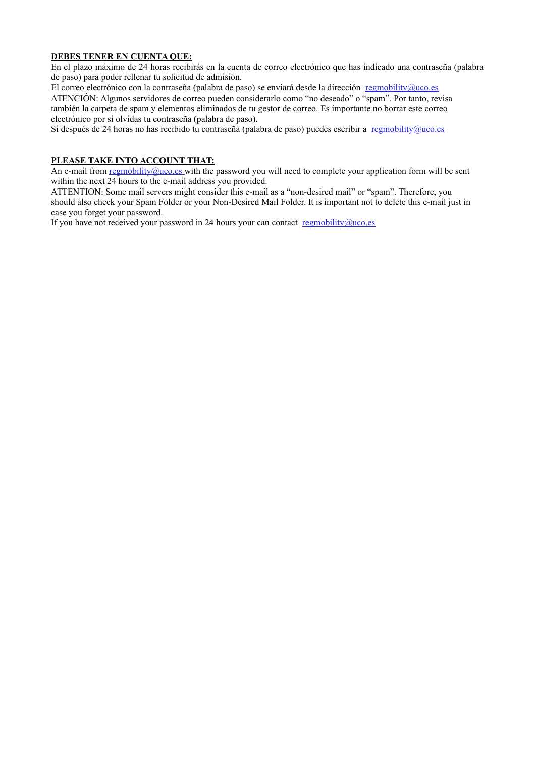**DEBES TENER EN CUENTA QUE:**

En el plazo máximo de 24 horas recibirás en la cuenta de correo electrónico que has indicado una contraseña (palabra de paso) para poder rellenar tu solicitud de admisión.

El correo electrónico con la contraseña (palabra de paso) se enviará desde la dirección regmobility@uco.es

ATENCIÓN: Algunos servidores de correo pueden considerarlo como "no deseado" o "spam". Por tanto, revisa también la carpeta de spam y elementos eliminados de tu gestor de correo. Es importante no borrar este correo electrónico por si olvidas tu contraseña (palabra de paso).

Si después de 24 horas no has recibido tu contraseña (palabra de paso) puedes escribir a regmobility@uco.es

**PLEASE TAKE INTO ACCOUNT THAT:**

An e-mail from regmobility@uco.es with the password you will need to complete your application form will be sent within the next 24 hours to the e-mail address you provided.

ATTENTION: Some mail servers might consider this e-mail as a "non-desired mail" or "spam". Therefore, you should also check your Spam Folder or your Non-Desired Mail Folder. It is important not to delete this e-mail just in case you forget your password.

If you have not received your password in 24 hours your can contact regmobility@uco.es